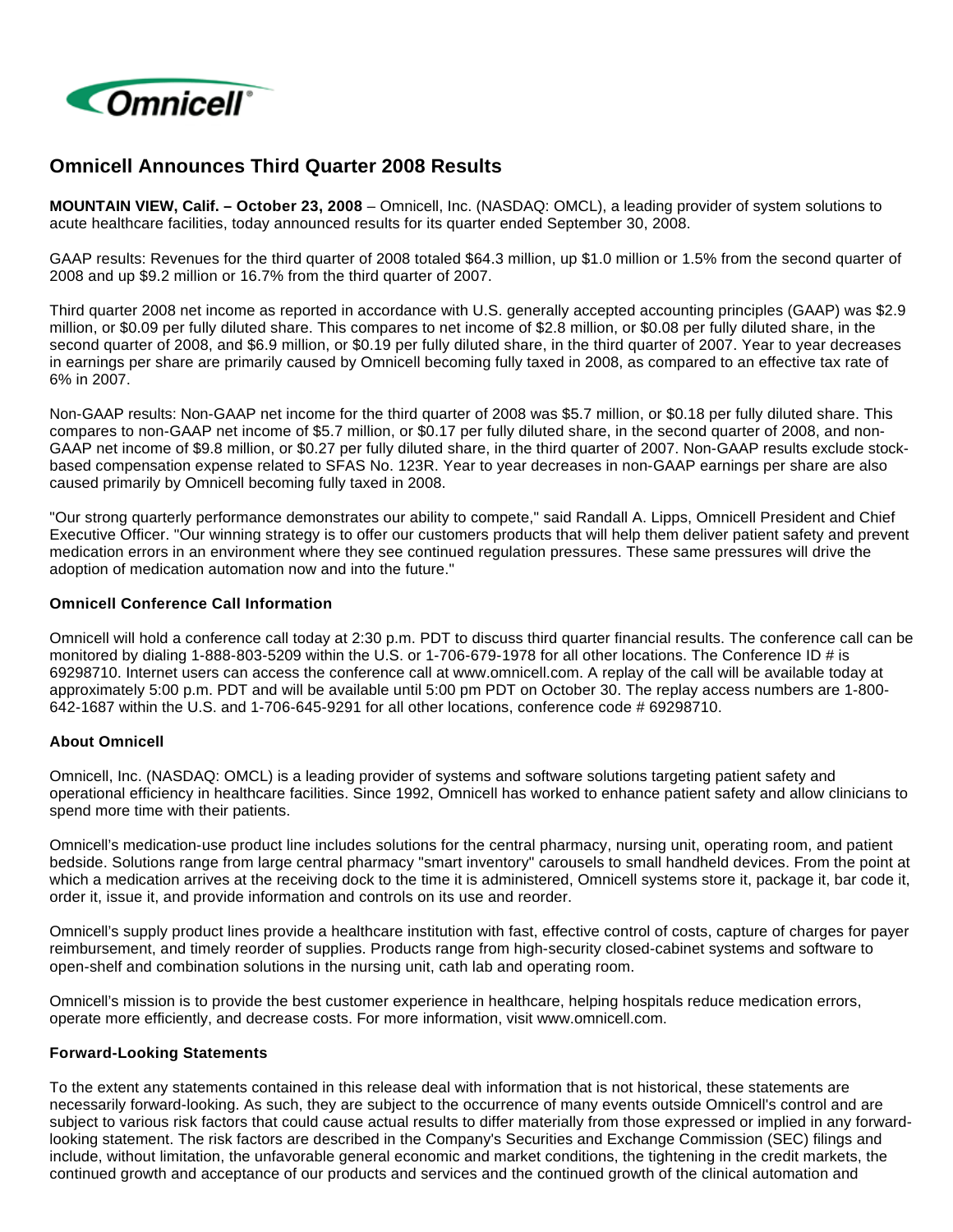# Omnicell Announces Third Quarter 2008 Results

**MOUNTAIN VIEW, Calif. – October 23, 2008** – Omnicell, Inc. (NASDAQ: OMCL), a leading provider of system solutions to acute healthcare facilities, today announced results for its quarter ended September 30, 2008.

GAAP results: Revenues for the third quarter of 2008 totaled $64.3 million, up $1.0 million or 1.5% from the second quarter of 2008 and up $9.2 million or 16.7% from the third quarter of 2007.

Third quarter 2008 net income as reported in accordance with U.S. generally accepted accounting principles (GAAP) was $2.9 million, or $0.09 per fully diluted share. This compares to net income of $2.8 million, or $0.08 per fully diluted share, in the second quarter of 2008, and $6.9 million, or $0.19 per fully diluted share, in the third quarter of 2007. Year to year decreases in earnings per share are primarily caused by Omnicell becoming fully taxed in 2008, as compared to an effective tax rate of 6% in 2007.

Non-GAAP results: Non-GAAP net income for the third quarter of 2008 was $5.7 million, or $0.18 per fully diluted share. This compares to non-GAAP net income of $5.7 million, or $0.17 per fully diluted share, in the second quarter of 2008, and non-GAAP net income of $9.8 million, or $0.27 per fully diluted share, in the third quarter of 2007. Non-GAAP results exclude stock-based compensation expense related to SFAS No. 123R. Year to year decreases in non-GAAP earnings per share are also caused primarily by Omnicell becoming fully taxed in 2008.

"Our strong quarterly performance demonstrates our ability to compete," said Randall A. Lipps, Omnicell President and Chief Executive Officer. "Our winning strategy is to offer our customers products that will help them deliver patient safety and prevent medication errors in an environment where they see continued regulation pressures. These same pressures will drive the adoption of medication automation now and into the future."

### Omnicell Conference Call Information

Omnicell will hold a conference call today at 2:30 p.m. PDT to discuss third quarter financial results. The conference call can be monitored by dialing 1-888-803-5209 within the U.S. or 1-706-679-1978 for all other locations. The Conference ID # is 69298710. Internet users can access the conference call at www.omnicell.com. A replay of the call will be available today at approximately 5:00 p.m. PDT and will be available until 5:00 pm PDT on October 30. The replay access numbers are 1-800-642-1687 within the U.S. and 1-706-645-9291 for all other locations, conference code # 69298710.

### About Omnicell

Omnicell, Inc. (NASDAQ: OMCL) is a leading provider of systems and software solutions targeting patient safety and operational efficiency in healthcare facilities. Since 1992, Omnicell has worked to enhance patient safety and allow clinicians to spend more time with their patients.

Omnicell's medication-use product line includes solutions for the central pharmacy, nursing unit, operating room, and patient bedside. Solutions range from large central pharmacy "smart inventory" carousels to small handheld devices. From the point at which a medication arrives at the receiving dock to the time it is administered, Omnicell systems store it, package it, bar code it, order it, issue it, and provide information and controls on its use and reorder.

Omnicell's supply product lines provide a healthcare institution with fast, effective control of costs, capture of charges for payer reimbursement, and timely reorder of supplies. Products range from high-security closed-cabinet systems and software to open-shelf and combination solutions in the nursing unit, cath lab and operating room.

Omnicell's mission is to provide the best customer experience in healthcare, helping hospitals reduce medication errors, operate more efficiently, and decrease costs. For more information, visit www.omnicell.com.

### Forward-Looking Statements

To the extent any statements contained in this release deal with information that is not historical, these statements are necessarily forward-looking. As such, they are subject to the occurrence of many events outside Omnicell's control and are subject to various risk factors that could cause actual results to differ materially from those expressed or implied in any forward-looking statement. The risk factors are described in the Company's Securities and Exchange Commission (SEC) filings and include, without limitation, the unfavorable general economic and market conditions, the tightening in the credit markets, the continued growth and acceptance of our products and services and the continued growth of the clinical automation and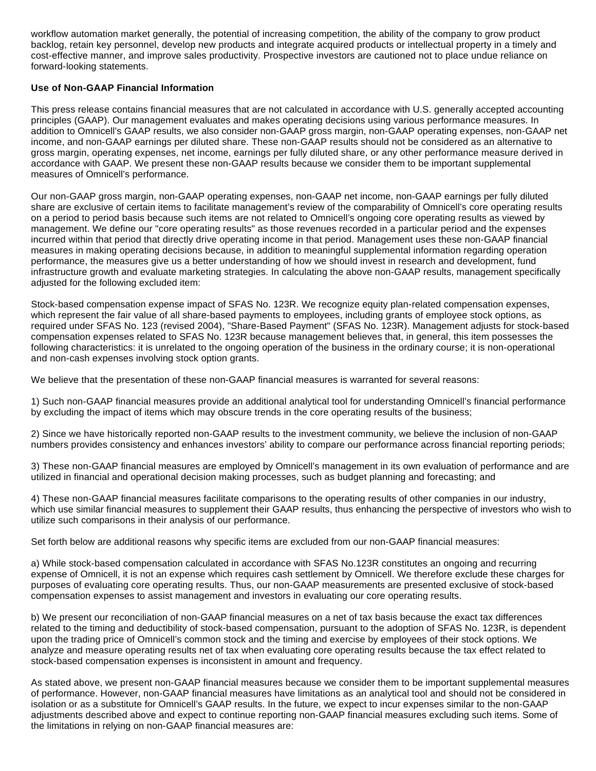workflow automation market generally, the potential of increasing competition, the ability of the company to grow product backlog, retain key personnel, develop new products and integrate acquired products or intellectual property in a timely and cost-effective manner, and improve sales productivity. Prospective investors are cautioned not to place undue reliance on forward-looking statements.

**Use of Non-GAAP Financial Information**

This press release contains financial measures that are not calculated in accordance with U.S. generally accepted accounting principles (GAAP). Our management evaluates and makes operating decisions using various performance measures. In addition to Omnicell's GAAP results, we also consider non-GAAP gross margin, non-GAAP operating expenses, non-GAAP net income, and non-GAAP earnings per diluted share. These non-GAAP results should not be considered as an alternative to gross margin, operating expenses, net income, earnings per fully diluted share, or any other performance measure derived in accordance with GAAP. We present these non-GAAP results because we consider them to be important supplemental measures of Omnicell's performance.

Our non-GAAP gross margin, non-GAAP operating expenses, non-GAAP net income, non-GAAP earnings per fully diluted share are exclusive of certain items to facilitate management's review of the comparability of Omnicell's core operating results on a period to period basis because such items are not related to Omnicell's ongoing core operating results as viewed by management. We define our "core operating results" as those revenues recorded in a particular period and the expenses incurred within that period that directly drive operating income in that period. Management uses these non-GAAP financial measures in making operating decisions because, in addition to meaningful supplemental information regarding operation performance, the measures give us a better understanding of how we should invest in research and development, fund infrastructure growth and evaluate marketing strategies. In calculating the above non-GAAP results, management specifically adjusted for the following excluded item:

Stock-based compensation expense impact of SFAS No. 123R. We recognize equity plan-related compensation expenses, which represent the fair value of all share-based payments to employees, including grants of employee stock options, as required under SFAS No. 123 (revised 2004), "Share-Based Payment" (SFAS No. 123R). Management adjusts for stock-based compensation expenses related to SFAS No. 123R because management believes that, in general, this item possesses the following characteristics: it is unrelated to the ongoing operation of the business in the ordinary course; it is non-operational and non-cash expenses involving stock option grants.

We believe that the presentation of these non-GAAP financial measures is warranted for several reasons:

1) Such non-GAAP financial measures provide an additional analytical tool for understanding Omnicell's financial performance by excluding the impact of items which may obscure trends in the core operating results of the business;

2) Since we have historically reported non-GAAP results to the investment community, we believe the inclusion of non-GAAP numbers provides consistency and enhances investors' ability to compare our performance across financial reporting periods;

3) These non-GAAP financial measures are employed by Omnicell's management in its own evaluation of performance and are utilized in financial and operational decision making processes, such as budget planning and forecasting; and

4) These non-GAAP financial measures facilitate comparisons to the operating results of other companies in our industry, which use similar financial measures to supplement their GAAP results, thus enhancing the perspective of investors who wish to utilize such comparisons in their analysis of our performance.

Set forth below are additional reasons why specific items are excluded from our non-GAAP financial measures:

a) While stock-based compensation calculated in accordance with SFAS No.123R constitutes an ongoing and recurring expense of Omnicell, it is not an expense which requires cash settlement by Omnicell. We therefore exclude these charges for purposes of evaluating core operating results. Thus, our non-GAAP measurements are presented exclusive of stock-based compensation expenses to assist management and investors in evaluating our core operating results.

b) We present our reconciliation of non-GAAP financial measures on a net of tax basis because the exact tax differences related to the timing and deductibility of stock-based compensation, pursuant to the adoption of SFAS No. 123R, is dependent upon the trading price of Omnicell's common stock and the timing and exercise by employees of their stock options. We analyze and measure operating results net of tax when evaluating core operating results because the tax effect related to stock-based compensation expenses is inconsistent in amount and frequency.

As stated above, we present non-GAAP financial measures because we consider them to be important supplemental measures of performance. However, non-GAAP financial measures have limitations as an analytical tool and should not be considered in isolation or as a substitute for Omnicell's GAAP results. In the future, we expect to incur expenses similar to the non-GAAP adjustments described above and expect to continue reporting non-GAAP financial measures excluding such items. Some of the limitations in relying on non-GAAP financial measures are: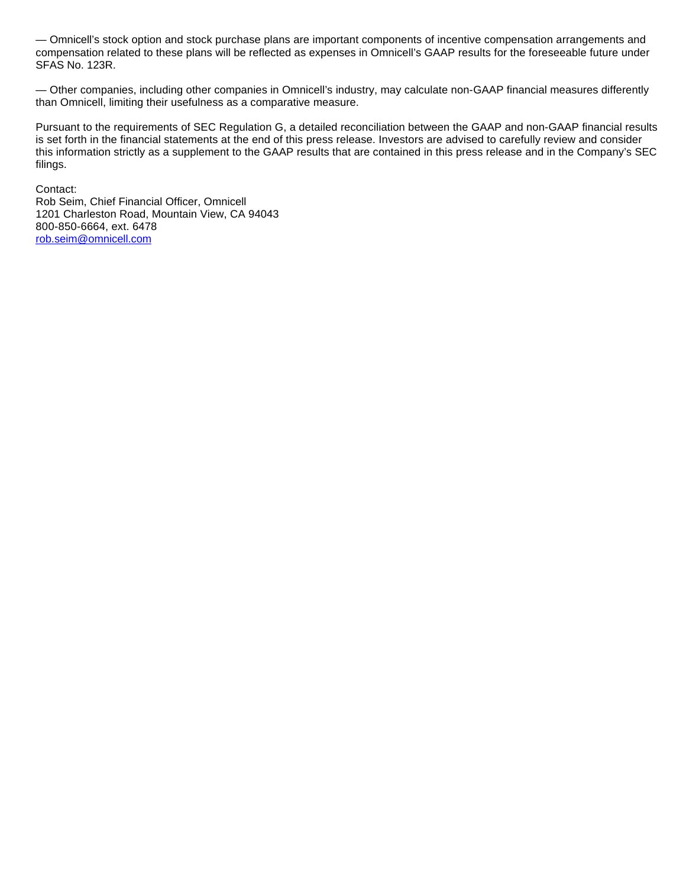— Omnicell's stock option and stock purchase plans are important components of incentive compensation arrangements and compensation related to these plans will be reflected as expenses in Omnicell's GAAP results for the foreseeable future under SFAS No. 123R.

— Other companies, including other companies in Omnicell's industry, may calculate non-GAAP financial measures differently than Omnicell, limiting their usefulness as a comparative measure.

Pursuant to the requirements of SEC Regulation G, a detailed reconciliation between the GAAP and non-GAAP financial results is set forth in the financial statements at the end of this press release. Investors are advised to carefully review and consider this information strictly as a supplement to the GAAP results that are contained in this press release and in the Company's SEC filings.

Contact:
Rob Seim, Chief Financial Officer, Omnicell
1201 Charleston Road, Mountain View, CA 94043
800-850-6664, ext. 6478
rob.seim@omnicell.com